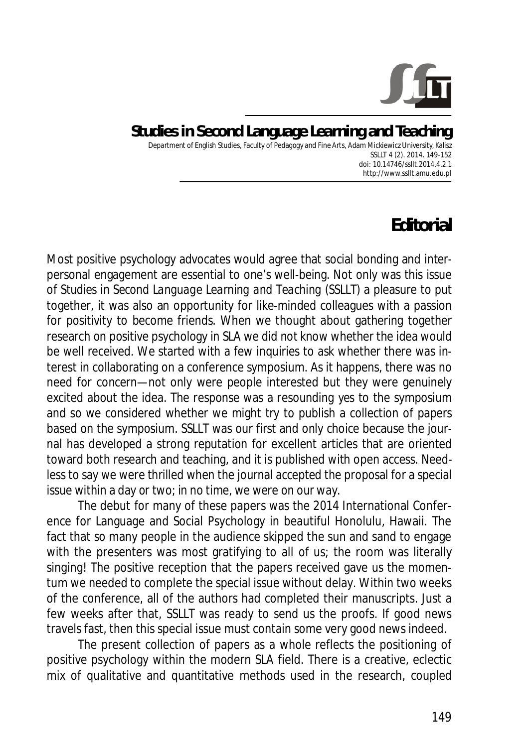# Studies in Second Language Learning and Teaching

Department of English Studies, Faculty of Pedagogy and Fine Arts, Adam Mickiewicz University, Kalisz
SSLLT 4 (2). 2014. 149-152
doi: 10.14746/ssllt.2014.4.2.1
http://www.ssllt.amu.edu.pl

## Editorial

Most positive psychology advocates would agree that social bonding and interpersonal engagement are essential to one's well-being. Not only was this issue of *Studies in Second Language Learning and Teaching* (SSLLT) a pleasure to put together, it was also an opportunity for like-minded colleagues with a passion for positivity to become friends. When we thought about gathering together research on positive psychology in SLA we did not know whether the idea would be well received. We started with a few inquiries to ask whether there was interest in collaborating on a conference symposium. As it happens, there was no need for concern—not only were people interested but they were genuinely excited about the idea. The response was a resounding yes to the symposium and so we considered whether we might try to publish a collection of papers based on the symposium. SSLLT was our first and only choice because the journal has developed a strong reputation for excellent articles that are oriented toward both research and teaching, and it is published with open access. Needless to say we were thrilled when the journal accepted the proposal for a special issue within a day or two; in no time, we were on our way.

The debut for many of these papers was the 2014 International Conference for Language and Social Psychology in beautiful Honolulu, Hawaii. The fact that so many people in the audience skipped the sun and sand to engage with the presenters was most gratifying to all of us; the room was literally singing! The positive reception that the papers received gave us the momentum we needed to complete the special issue without delay. Within two weeks of the conference, all of the authors had completed their manuscripts. Just a few weeks after that, SSLLT was ready to send us the proofs. If good news travels fast, then this special issue must contain some very good news indeed.

The present collection of papers as a whole reflects the positioning of positive psychology within the modern SLA field. There is a creative, eclectic mix of qualitative and quantitative methods used in the research, coupled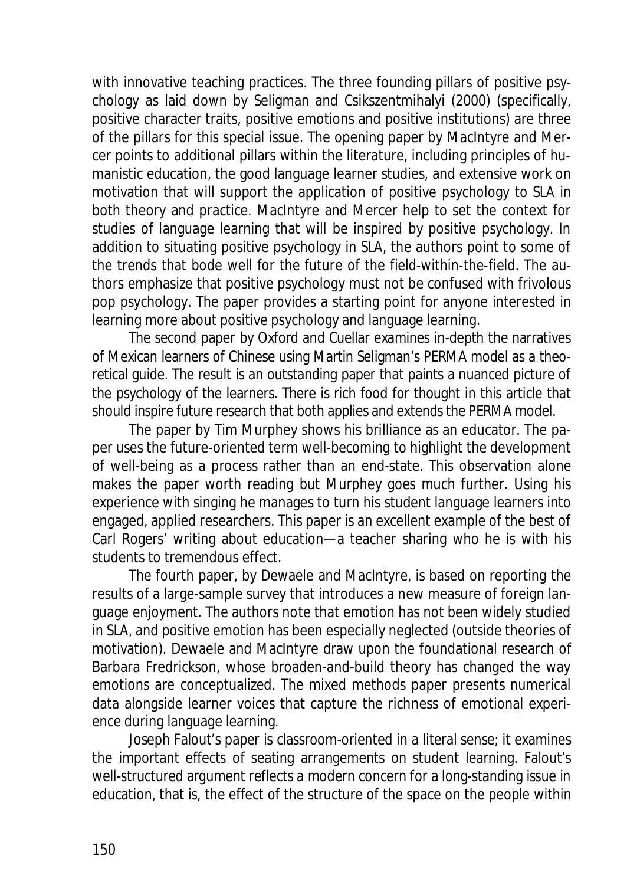with innovative teaching practices. The three founding pillars of positive psychology as laid down by Seligman and Csikszentmihalyi (2000) (specifically, positive character traits, positive emotions and positive institutions) are three of the pillars for this special issue. The opening paper by MacIntyre and Mercer points to additional pillars within the literature, including principles of humanistic education, the good language learner studies, and extensive work on motivation that will support the application of positive psychology to SLA in both theory and practice. MacIntyre and Mercer help to set the context for studies of language learning that will be inspired by positive psychology. In addition to situating positive psychology in SLA, the authors point to some of the trends that bode well for the future of the field-within-the-field. The authors emphasize that positive psychology must not be confused with frivolous pop psychology. The paper provides a starting point for anyone interested in learning more about positive psychology and language learning.

The second paper by Oxford and Cuellar examines in-depth the narratives of Mexican learners of Chinese using Martin Seligman's PERMA model as a theoretical guide. The result is an outstanding paper that paints a nuanced picture of the psychology of the learners. There is rich food for thought in this article that should inspire future research that both applies and extends the PERMA model.

The paper by Tim Murphey shows his brilliance as an educator. The paper uses the future-oriented term well-becoming to highlight the development of well-being as a process rather than an end-state. This observation alone makes the paper worth reading but Murphey goes much further. Using his experience with singing he manages to turn his student language learners into engaged, applied researchers. This paper is an excellent example of the best of Carl Rogers' writing about education—a teacher sharing who he is with his students to tremendous effect.

The fourth paper, by Dewaele and MacIntyre, is based on reporting the results of a large-sample survey that introduces a new measure of foreign language enjoyment. The authors note that emotion has not been widely studied in SLA, and positive emotion has been especially neglected (outside theories of motivation). Dewaele and MacIntyre draw upon the foundational research of Barbara Fredrickson, whose broaden-and-build theory has changed the way emotions are conceptualized. The mixed methods paper presents numerical data alongside learner voices that capture the richness of emotional experience during language learning.

Joseph Falout's paper is classroom-oriented in a literal sense; it examines the important effects of seating arrangements on student learning. Falout's well-structured argument reflects a modern concern for a long-standing issue in education, that is, the effect of the structure of the space on the people within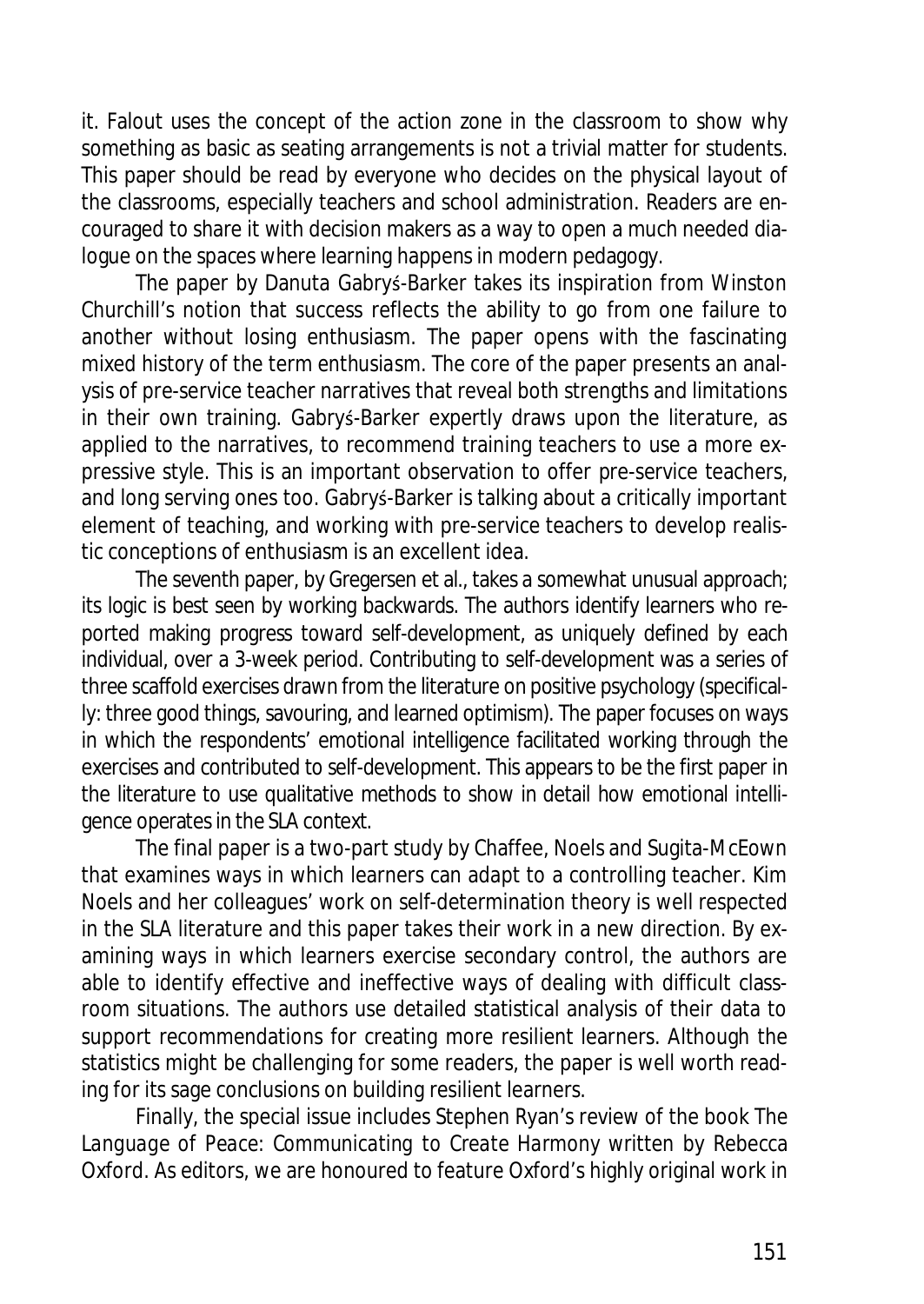it. Falout uses the concept of the action zone in the classroom to show why something as basic as seating arrangements is not a trivial matter for students. This paper should be read by everyone who decides on the physical layout of the classrooms, especially teachers and school administration. Readers are encouraged to share it with decision makers as a way to open a much needed dialogue on the spaces where learning happens in modern pedagogy.

The paper by Danuta Gabryś-Barker takes its inspiration from Winston Churchill's notion that success reflects the ability to go from one failure to another without losing enthusiasm. The paper opens with the fascinating mixed history of the term *enthusiasm*. The core of the paper presents an analysis of pre-service teacher narratives that reveal both strengths and limitations in their own training. Gabryś-Barker expertly draws upon the literature, as applied to the narratives, to recommend training teachers to use a more expressive style. This is an important observation to offer pre-service teachers, and long serving ones too. Gabryś-Barker is talking about a critically important element of teaching, and working with pre-service teachers to develop realistic conceptions of enthusiasm is an excellent idea.

The seventh paper, by Gregersen et al., takes a somewhat unusual approach; its logic is best seen by working backwards. The authors identify learners who reported making progress toward self-development, as uniquely defined by each individual, over a 3-week period. Contributing to self-development was a series of three scaffold exercises drawn from the literature on positive psychology (specifically: three good things, savouring, and learned optimism). The paper focuses on ways in which the respondents' emotional intelligence facilitated working through the exercises and contributed to self-development. This appears to be the first paper in the literature to use qualitative methods to show in detail how emotional intelligence operates in the SLA context.

The final paper is a two-part study by Chaffee, Noels and Sugita-McEown that examines ways in which learners can adapt to a controlling teacher. Kim Noels and her colleagues' work on self-determination theory is well respected in the SLA literature and this paper takes their work in a new direction. By examining ways in which learners exercise secondary control, the authors are able to identify effective and ineffective ways of dealing with difficult classroom situations. The authors use detailed statistical analysis of their data to support recommendations for creating more resilient learners. Although the statistics might be challenging for some readers, the paper is well worth reading for its sage conclusions on building resilient learners.

Finally, the special issue includes Stephen Ryan's review of the book *The Language of Peace: Communicating to Create Harmony* written by Rebecca Oxford. As editors, we are honoured to feature Oxford's highly original work in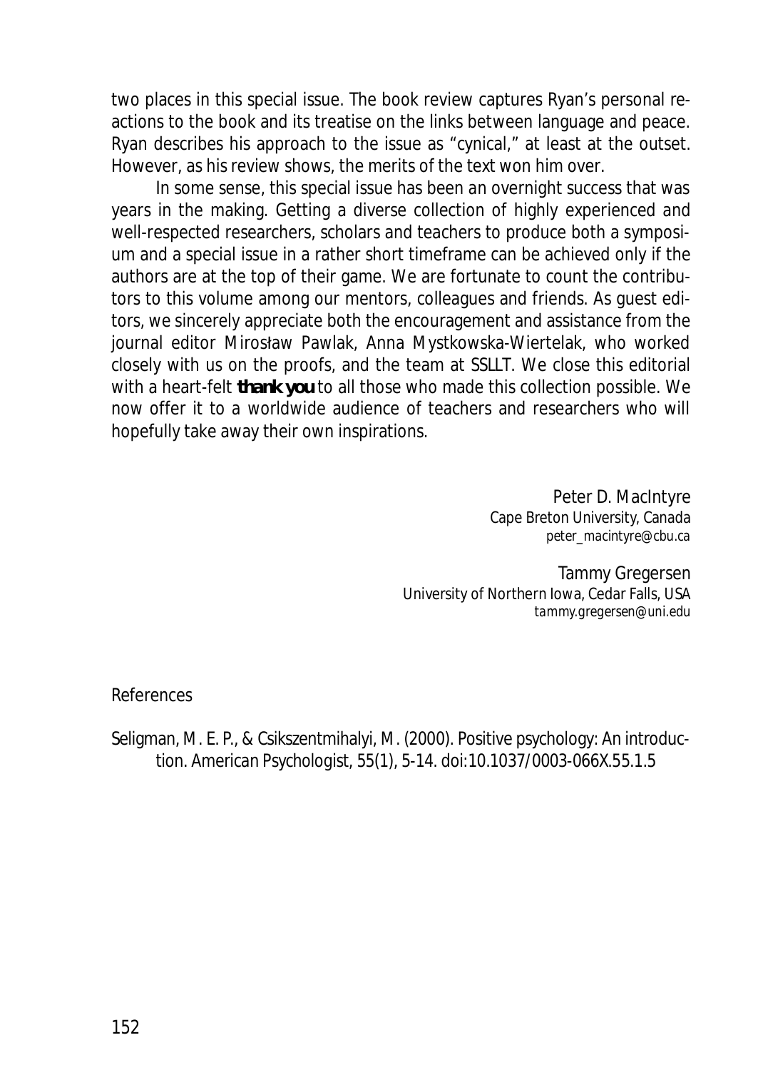two places in this special issue. The book review captures Ryan's personal reactions to the book and its treatise on the links between language and peace. Ryan describes his approach to the issue as "cynical," at least at the outset. However, as his review shows, the merits of the text won him over.

In some sense, this special issue has been an overnight success that was years in the making. Getting a diverse collection of highly experienced and well-respected researchers, scholars and teachers to produce both a symposium and a special issue in a rather short timeframe can be achieved only if the authors are at the top of their game. We are fortunate to count the contributors to this volume among our mentors, colleagues and friends. As guest editors, we sincerely appreciate both the encouragement and assistance from the journal editor Mirosław Pawlak, Anna Mystkowska-Wiertelak, who worked closely with us on the proofs, and the team at SSLLT. We close this editorial with a heart-felt ***thank you*** to all those who made this collection possible. We now offer it to a worldwide audience of teachers and researchers who will hopefully take away their own inspirations.

Peter D. MacIntyre
Cape Breton University, Canada
peter_macintyre@cbu.ca

Tammy Gregersen
University of Northern Iowa, Cedar Falls, USA
tammy.gregersen@uni.edu

## References

Seligman, M. E. P., & Csikszentmihalyi, M. (2000). Positive psychology: An introduction. American Psychologist, 55(1), 5-14. doi:10.1037/0003-066X.55.1.5